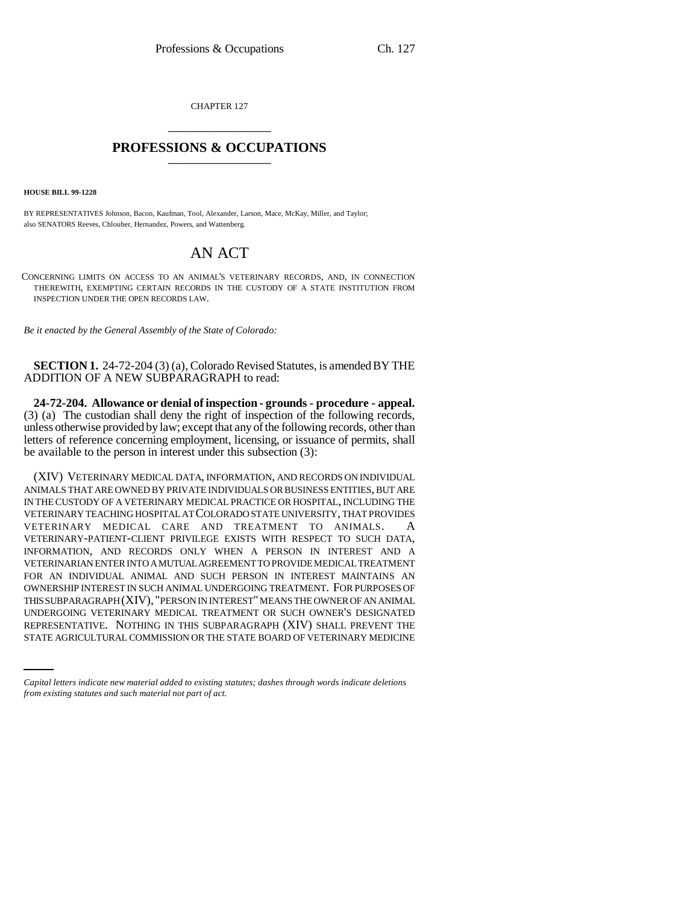CHAPTER 127

# PROFESSIONS & OCCUPATIONS

**HOUSE BILL 99-1228**

BY REPRESENTATIVES Johnson, Bacon, Kaufman, Tool, Alexander, Larson, Mace, McKay, Miller, and Taylor; also SENATORS Reeves, Chlouber, Hernandez, Powers, and Wattenberg.

# AN ACT

CONCERNING LIMITS ON ACCESS TO AN ANIMAL'S VETERINARY RECORDS, AND, IN CONNECTION THEREWITH, EXEMPTING CERTAIN RECORDS IN THE CUSTODY OF A STATE INSTITUTION FROM INSPECTION UNDER THE OPEN RECORDS LAW.

*Be it enacted by the General Assembly of the State of Colorado:*

**SECTION 1.** 24-72-204 (3) (a), Colorado Revised Statutes, is amended BY THE ADDITION OF A NEW SUBPARAGRAPH to read:

**24-72-204. Allowance or denial of inspection - grounds - procedure - appeal.** (3) (a) The custodian shall deny the right of inspection of the following records, unless otherwise provided by law; except that any of the following records, other than letters of reference concerning employment, licensing, or issuance of permits, shall be available to the person in interest under this subsection (3):

(XIV) VETERINARY MEDICAL DATA, INFORMATION, AND RECORDS ON INDIVIDUAL ANIMALS THAT ARE OWNED BY PRIVATE INDIVIDUALS OR BUSINESS ENTITIES, BUT ARE IN THE CUSTODY OF A VETERINARY MEDICAL PRACTICE OR HOSPITAL, INCLUDING THE VETERINARY TEACHING HOSPITAL AT COLORADO STATE UNIVERSITY, THAT PROVIDES VETERINARY MEDICAL CARE AND TREATMENT TO ANIMALS. A VETERINARY-PATIENT-CLIENT PRIVILEGE EXISTS WITH RESPECT TO SUCH DATA, INFORMATION, AND RECORDS ONLY WHEN A PERSON IN INTEREST AND A VETERINARIAN ENTER INTO A MUTUAL AGREEMENT TO PROVIDE MEDICAL TREATMENT FOR AN INDIVIDUAL ANIMAL AND SUCH PERSON IN INTEREST MAINTAINS AN OWNERSHIP INTEREST IN SUCH ANIMAL UNDERGOING TREATMENT. FOR PURPOSES OF THIS SUBPARAGRAPH (XIV), "PERSON IN INTEREST" MEANS THE OWNER OF AN ANIMAL UNDERGOING VETERINARY MEDICAL TREATMENT OR SUCH OWNER'S DESIGNATED REPRESENTATIVE. NOTHING IN THIS SUBPARAGRAPH (XIV) SHALL PREVENT THE STATE AGRICULTURAL COMMISSION OR THE STATE BOARD OF VETERINARY MEDICINE

*Capital letters indicate new material added to existing statutes; dashes through words indicate deletions from existing statutes and such material not part of act.*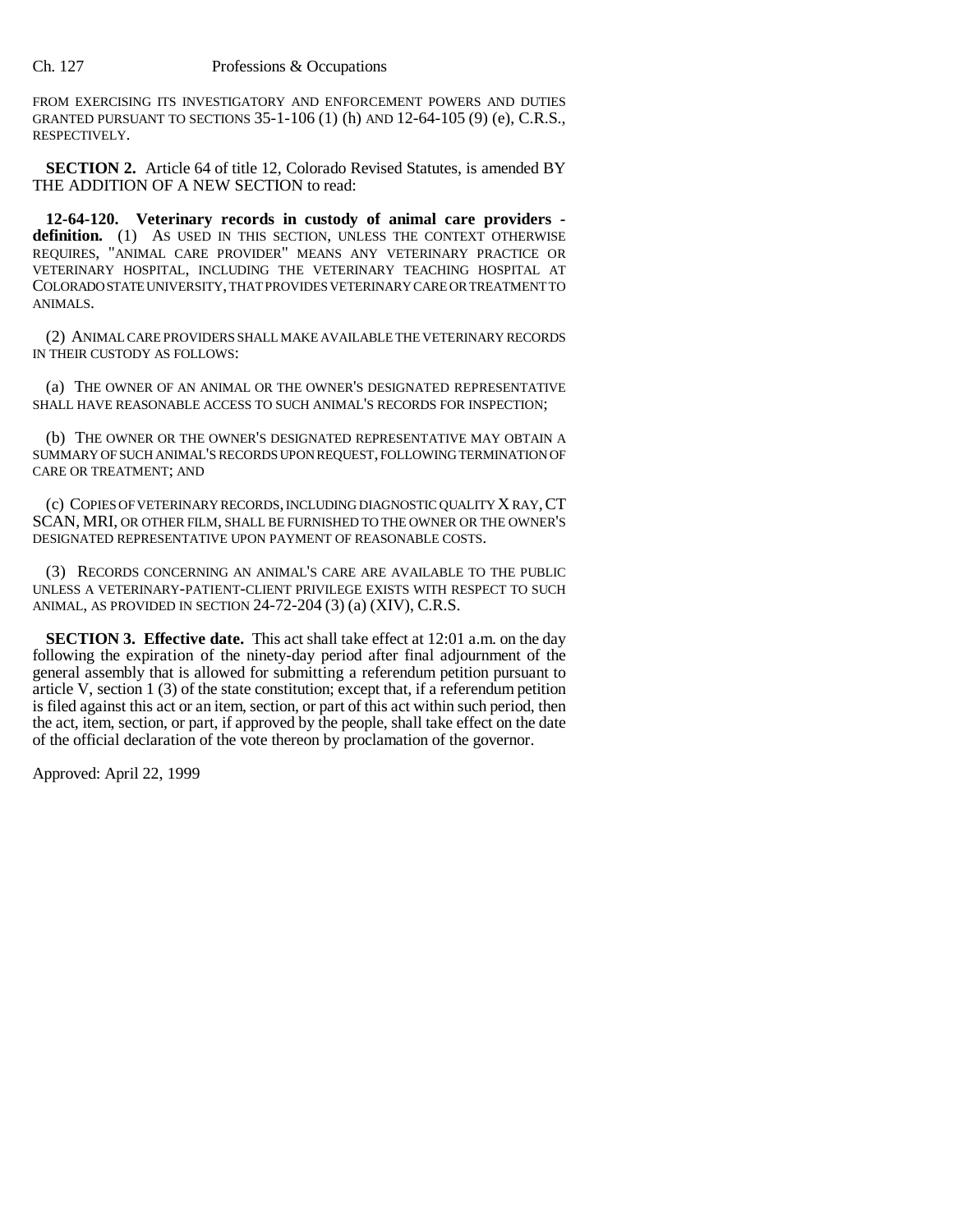FROM EXERCISING ITS INVESTIGATORY AND ENFORCEMENT POWERS AND DUTIES GRANTED PURSUANT TO SECTIONS 35-1-106 (1) (h) AND 12-64-105 (9) (e), C.R.S., RESPECTIVELY.

**SECTION 2.** Article 64 of title 12, Colorado Revised Statutes, is amended BY THE ADDITION OF A NEW SECTION to read:

**12-64-120. Veterinary records in custody of animal care providers - definition.** (1) AS USED IN THIS SECTION, UNLESS THE CONTEXT OTHERWISE REQUIRES, "ANIMAL CARE PROVIDER" MEANS ANY VETERINARY PRACTICE OR VETERINARY HOSPITAL, INCLUDING THE VETERINARY TEACHING HOSPITAL AT COLORADO STATE UNIVERSITY, THAT PROVIDES VETERINARY CARE OR TREATMENT TO ANIMALS.

(2) ANIMAL CARE PROVIDERS SHALL MAKE AVAILABLE THE VETERINARY RECORDS IN THEIR CUSTODY AS FOLLOWS:

(a) THE OWNER OF AN ANIMAL OR THE OWNER'S DESIGNATED REPRESENTATIVE SHALL HAVE REASONABLE ACCESS TO SUCH ANIMAL'S RECORDS FOR INSPECTION;

(b) THE OWNER OR THE OWNER'S DESIGNATED REPRESENTATIVE MAY OBTAIN A SUMMARY OF SUCH ANIMAL'S RECORDS UPON REQUEST, FOLLOWING TERMINATION OF CARE OR TREATMENT; AND

(c) COPIES OF VETERINARY RECORDS, INCLUDING DIAGNOSTIC QUALITY X RAY, CT SCAN, MRI, OR OTHER FILM, SHALL BE FURNISHED TO THE OWNER OR THE OWNER'S DESIGNATED REPRESENTATIVE UPON PAYMENT OF REASONABLE COSTS.

(3) RECORDS CONCERNING AN ANIMAL'S CARE ARE AVAILABLE TO THE PUBLIC UNLESS A VETERINARY-PATIENT-CLIENT PRIVILEGE EXISTS WITH RESPECT TO SUCH ANIMAL, AS PROVIDED IN SECTION 24-72-204 (3) (a) (XIV), C.R.S.

**SECTION 3. Effective date.** This act shall take effect at 12:01 a.m. on the day following the expiration of the ninety-day period after final adjournment of the general assembly that is allowed for submitting a referendum petition pursuant to article V, section 1 (3) of the state constitution; except that, if a referendum petition is filed against this act or an item, section, or part of this act within such period, then the act, item, section, or part, if approved by the people, shall take effect on the date of the official declaration of the vote thereon by proclamation of the governor.

Approved: April 22, 1999